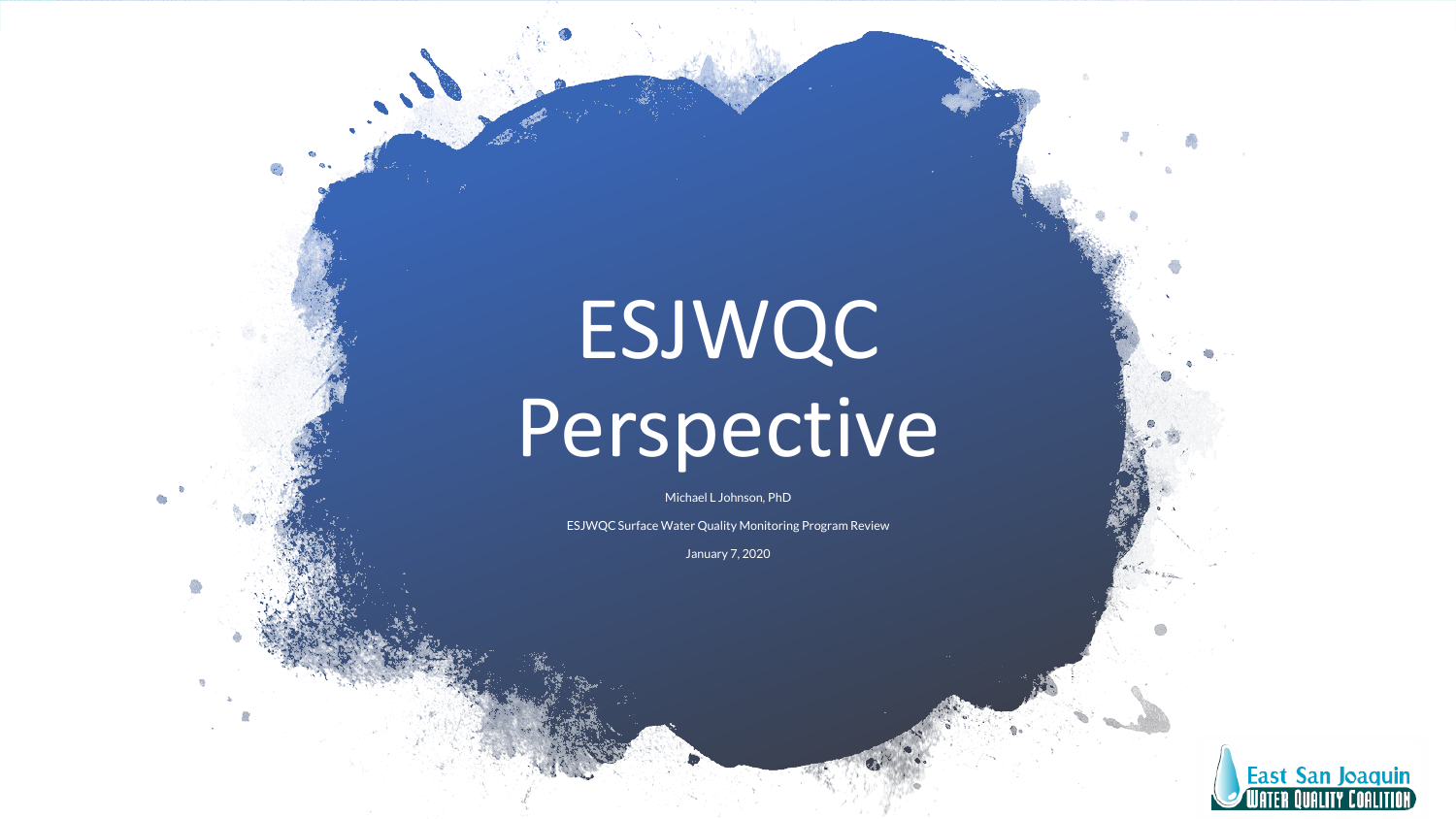# ESJWQC Perspective

Michael L Johnson, PhD

ESJWQC Surface Water Quality Monitoring Program Review

January 7, 2020

East San Joaquin Water Quality Coalition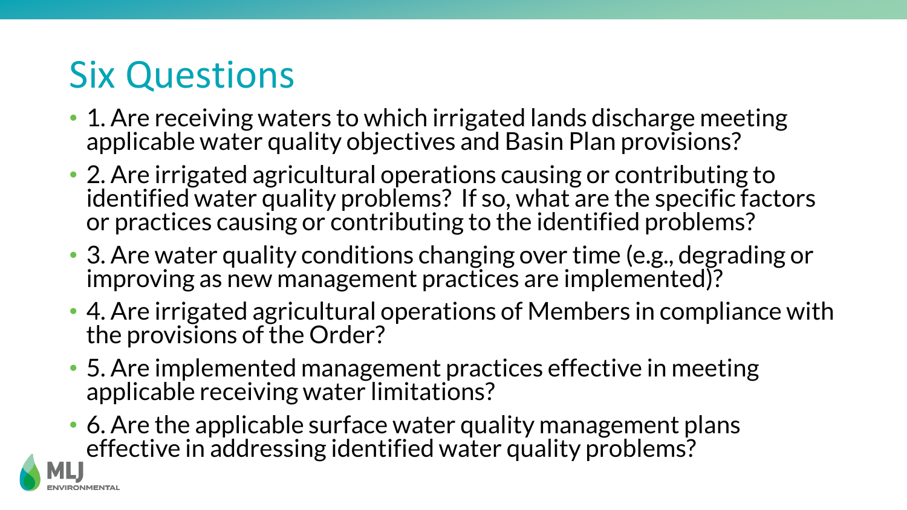# Six Questions

- 1. Are receiving waters to which irrigated lands discharge meeting applicable water quality objectives and Basin Plan provisions?
- 2. Are irrigated agricultural operations causing or contributing to identified water quality problems? If so, what are the specific factors or practices causing or contributing to the identified problems?
- 3. Are water quality conditions changing over time (e.g., degrading or improving as new management practices are implemented)?
- 4. Are irrigated agricultural operations of Members in compliance with the provisions of the Order?
- 5. Are implemented management practices effective in meeting applicable receiving water limitations?
- 6. Are the applicable surface water quality management plans effective in addressing identified water quality problems?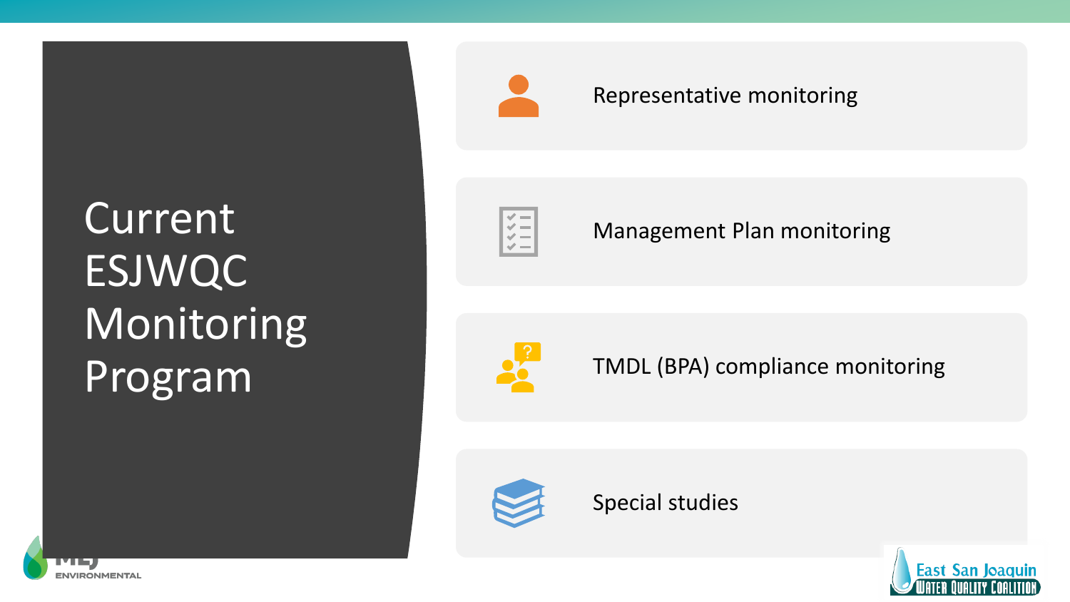# Current ESJWQC Monitoring Program

- Representative monitoring
- Management Plan monitoring
- TMDL (BPA) compliance monitoring
- Special studies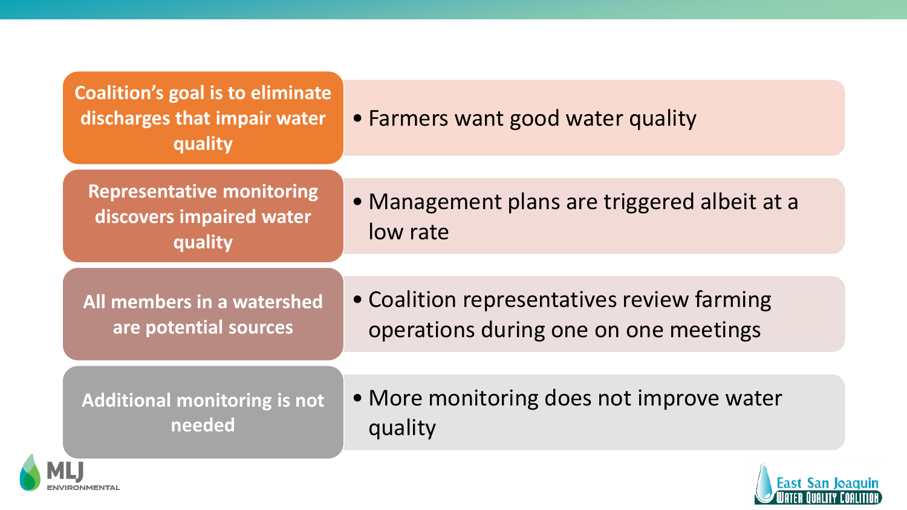**Coalition's goal is to eliminate discharges that impair water quality**

- Farmers want good water quality

**Representative monitoring discovers impaired water quality**

- Management plans are triggered albeit at a low rate

**All members in a watershed are potential sources**

- Coalition representatives review farming operations during one on one meetings

**Additional monitoring is not needed**

- More monitoring does not improve water quality

MLJ ENVIRONMENTAL

East San Joaquin Water Quality Coalition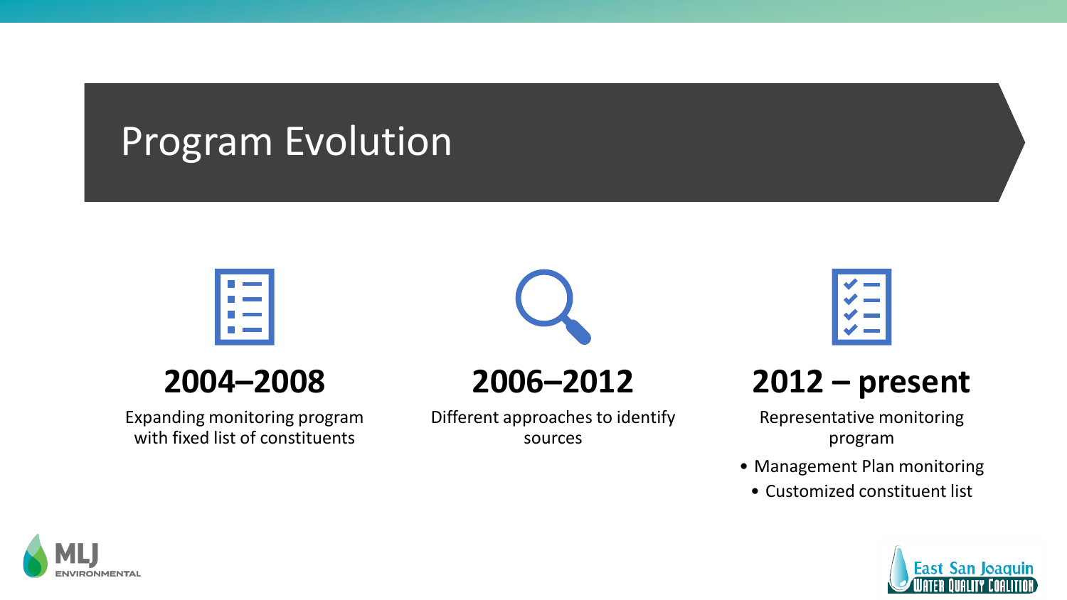# Program Evolution

## 2004–2008

Expanding monitoring program with fixed list of constituents

## 2006–2012

Different approaches to identify sources

## 2012 – present

Representative monitoring program

- Management Plan monitoring
  - Customized constituent list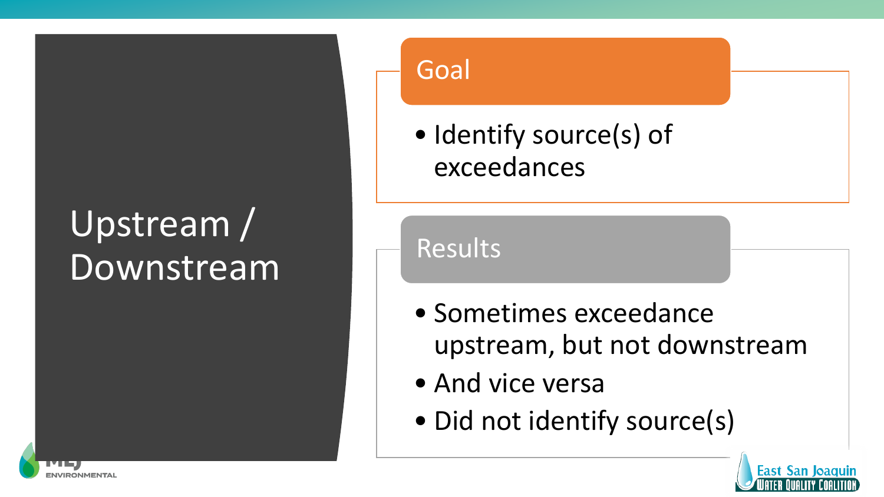# Upstream / Downstream

## Goal

- Identify source(s) of exceedances

## Results

- Sometimes exceedance upstream, but not downstream
- And vice versa
- Did not identify source(s)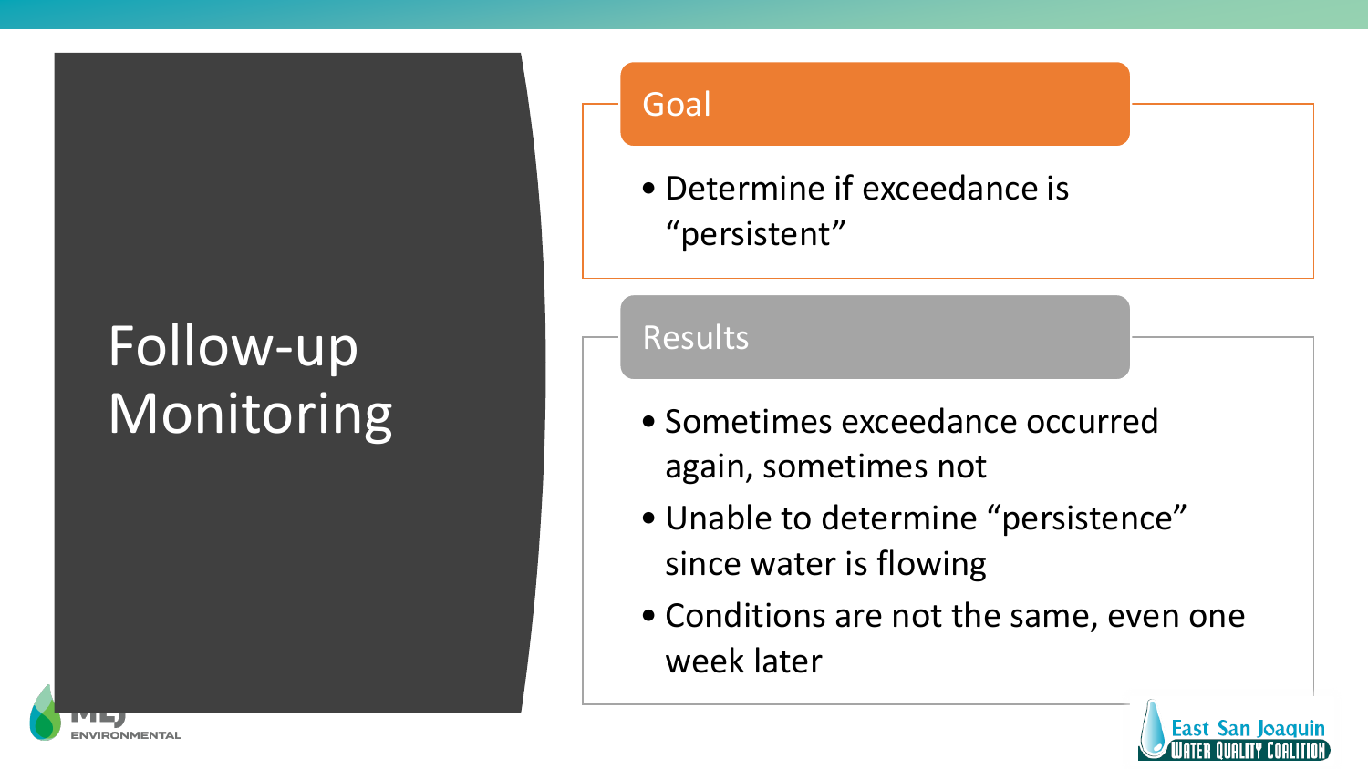# Follow-up Monitoring

## Goal

- Determine if exceedance is "persistent"

## Results

- Sometimes exceedance occurred again, sometimes not
- Unable to determine "persistence" since water is flowing
- Conditions are not the same, even one week later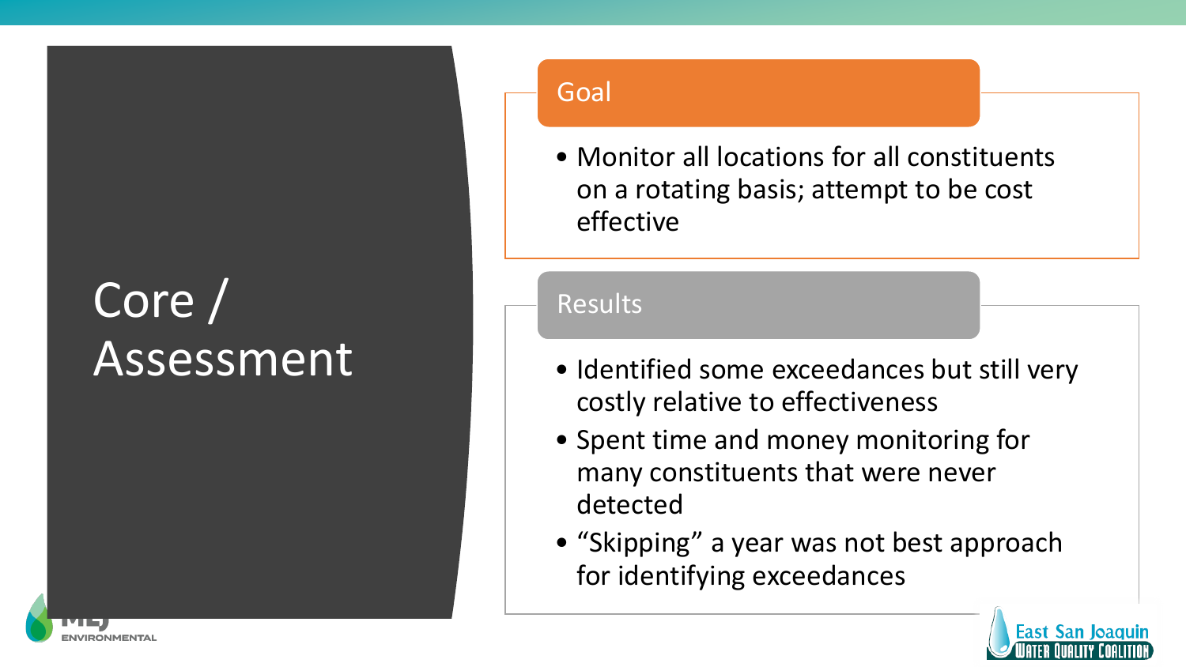# Core / Assessment

## Goal

- Monitor all locations for all constituents on a rotating basis; attempt to be cost effective

## Results

- Identified some exceedances but still very costly relative to effectiveness
- Spent time and money monitoring for many constituents that were never detected
- “Skipping” a year was not best approach for identifying exceedances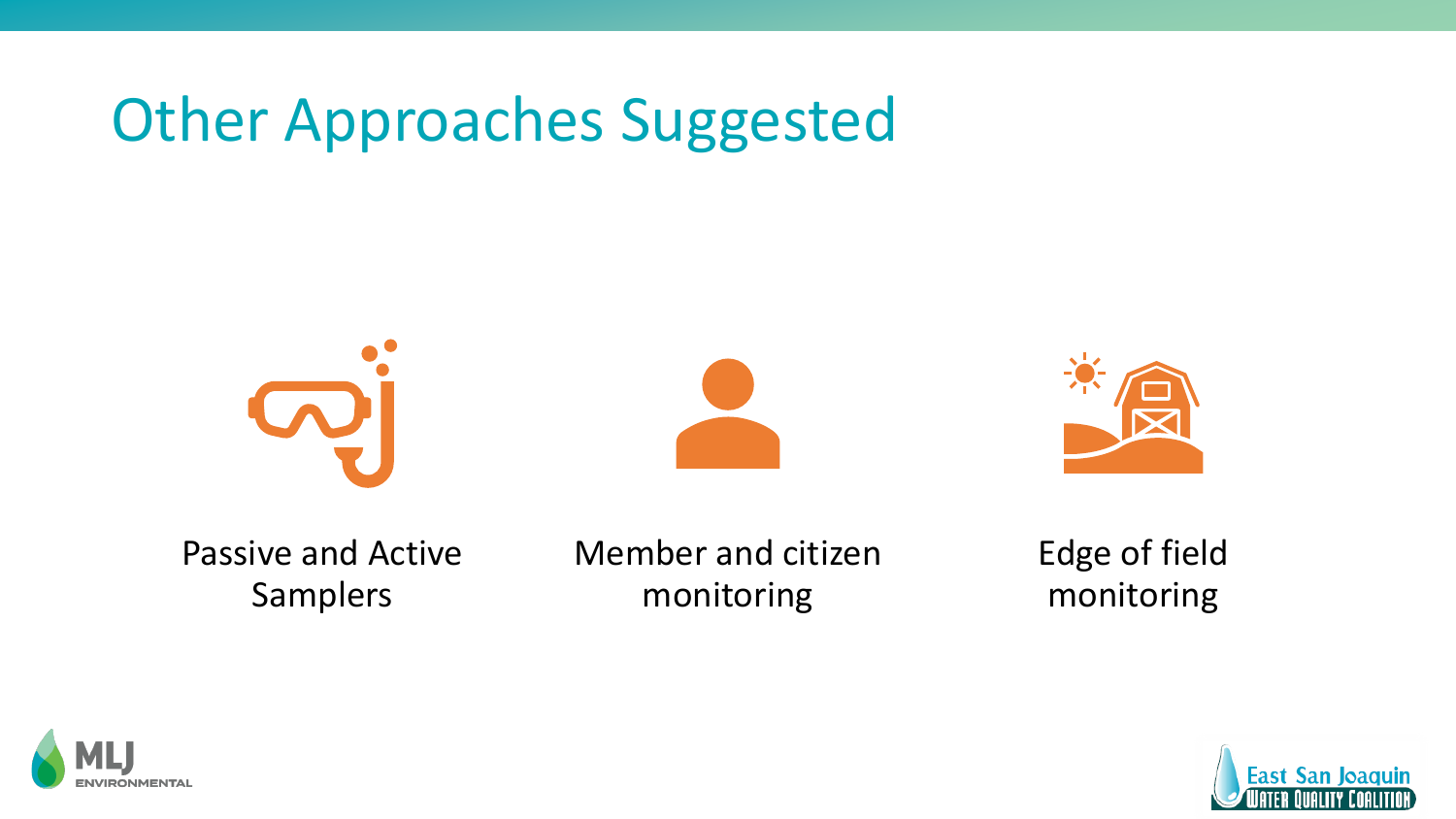# Other Approaches Suggested

Passive and Active Samplers

Member and citizen monitoring

Edge of field monitoring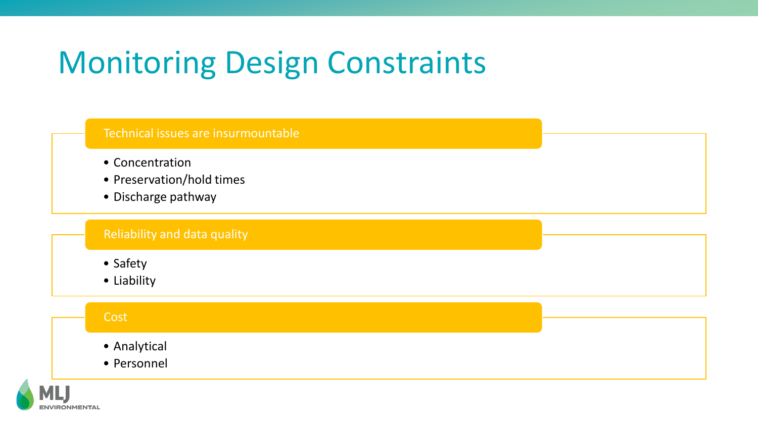# Monitoring Design Constraints

## Technical issues are insurmountable

- Concentration
- Preservation/hold times
- Discharge pathway

## Reliability and data quality

- Safety
- Liability

## Cost

- Analytical
- Personnel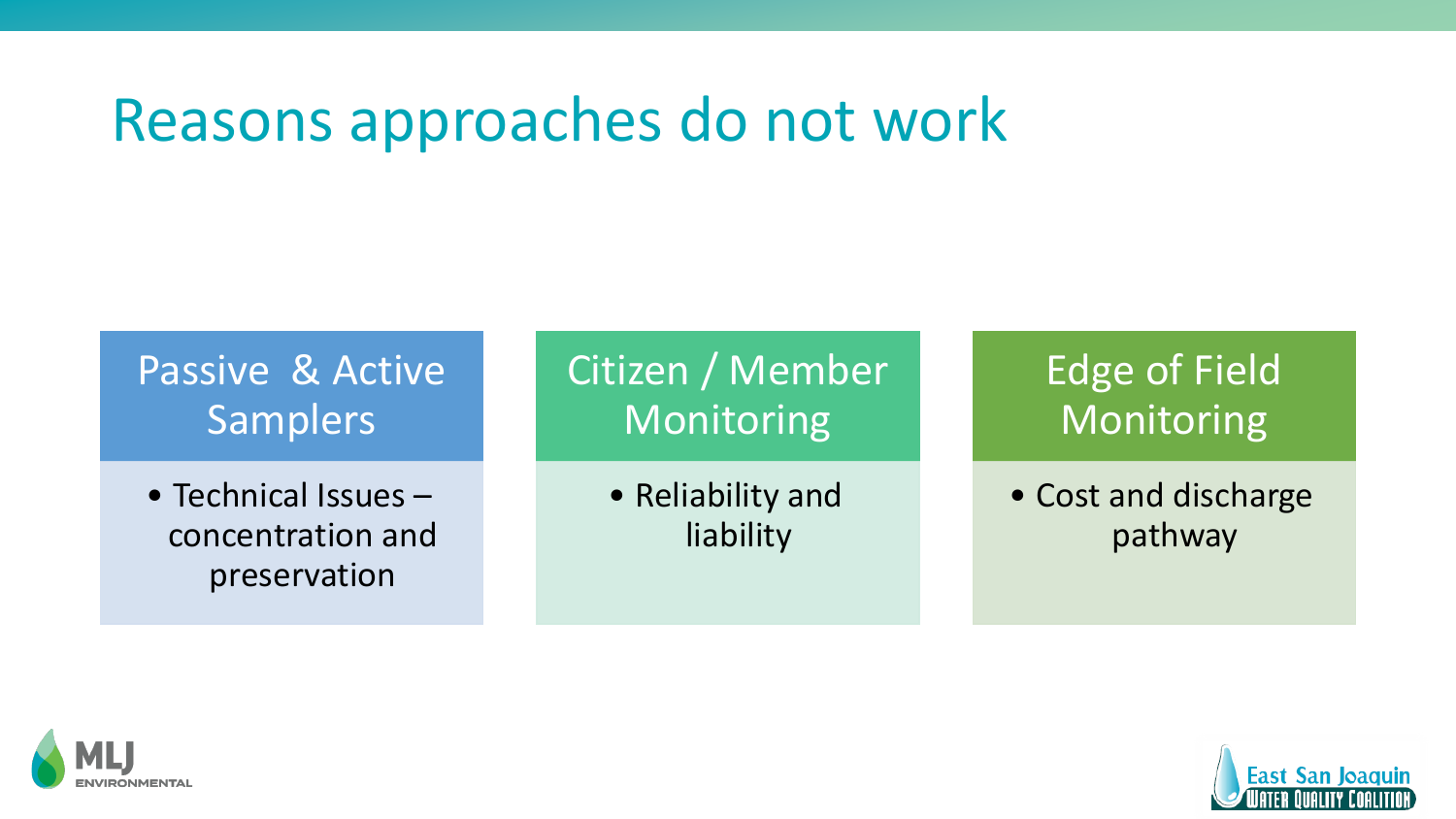# Reasons approaches do not work

### Passive & Active Samplers

- Technical Issues – concentration and preservation

### Citizen / Member Monitoring

- Reliability and liability

### Edge of Field Monitoring

- Cost and discharge pathway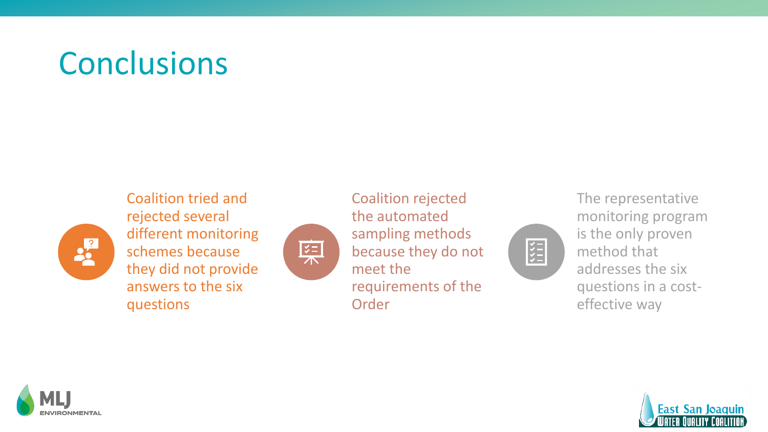# Conclusions

- Coalition tried and rejected several different monitoring schemes because they did not provide answers to the six questions
- Coalition rejected the automated sampling methods because they do not meet the requirements of the Order
- The representative monitoring program is the only proven method that addresses the six questions in a cost-effective way